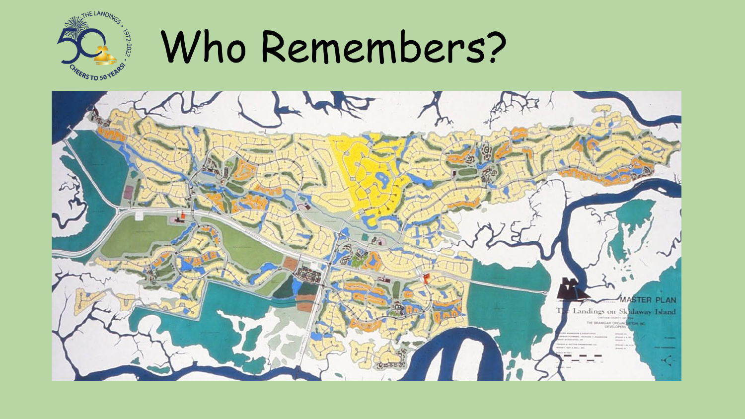# Who Remembers?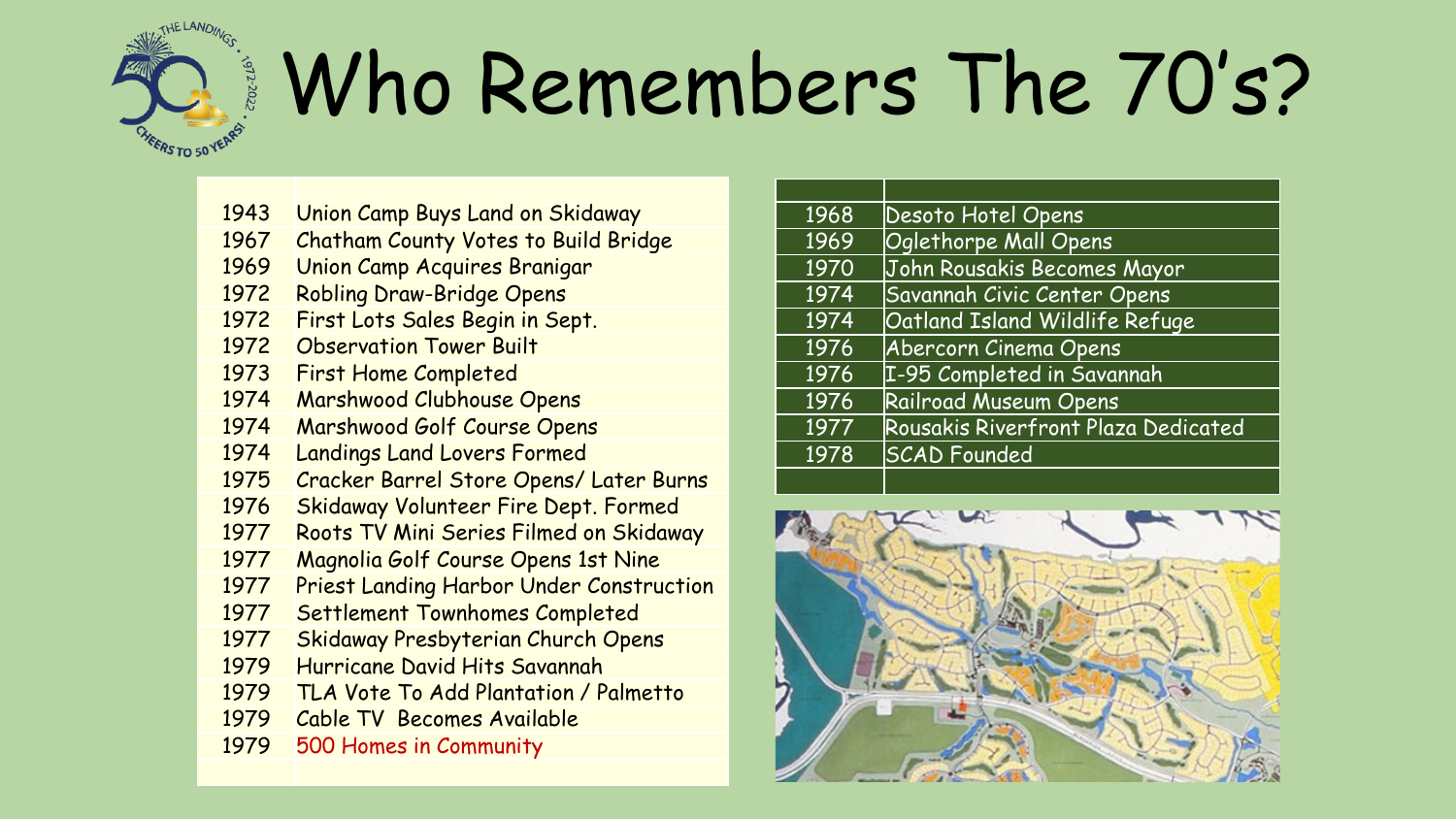# Who Remembers The 70's?

| | |
|---|---|
| 1943 | Union Camp Buys Land on Skidaway |
| 1967 | Chatham County Votes to Build Bridge |
| 1969 | Union Camp Acquires Branigar |
| 1972 | Robling Draw-Bridge Opens |
| 1972 | First Lots Sales Begin in Sept. |
| 1972 | Observation Tower Built |
| 1973 | First Home Completed |
| 1974 | Marshwood Clubhouse Opens |
| 1974 | Marshwood Golf Course Opens |
| 1974 | Landings Land Lovers Formed |
| 1975 | Cracker Barrel Store Opens/ Later Burns |
| 1976 | Skidaway Volunteer Fire Dept. Formed |
| 1977 | Roots TV Mini Series Filmed on Skidaway |
| 1977 | Magnolia Golf Course Opens 1st Nine |
| 1977 | Priest Landing Harbor Under Construction |
| 1977 | Settlement Townhomes Completed |
| 1977 | Skidaway Presbyterian Church Opens |
| 1979 | Hurricane David Hits Savannah |
| 1979 | TLA Vote To Add Plantation / Palmetto |
| 1979 | Cable TV Becomes Available |
| 1979 | 500 Homes in Community |

| | |
|---|---|
| 1968 | Desoto Hotel Opens |
| 1969 | Oglethorpe Mall Opens |
| 1970 | John Rousakis Becomes Mayor |
| 1974 | Savannah Civic Center Opens |
| 1974 | Oatland Island Wildlife Refuge |
| 1976 | Abercorn Cinema Opens |
| 1976 | I-95 Completed in Savannah |
| 1976 | Railroad Museum Opens |
| 1977 | Rousakis Riverfront Plaza Dedicated |
| 1978 | SCAD Founded |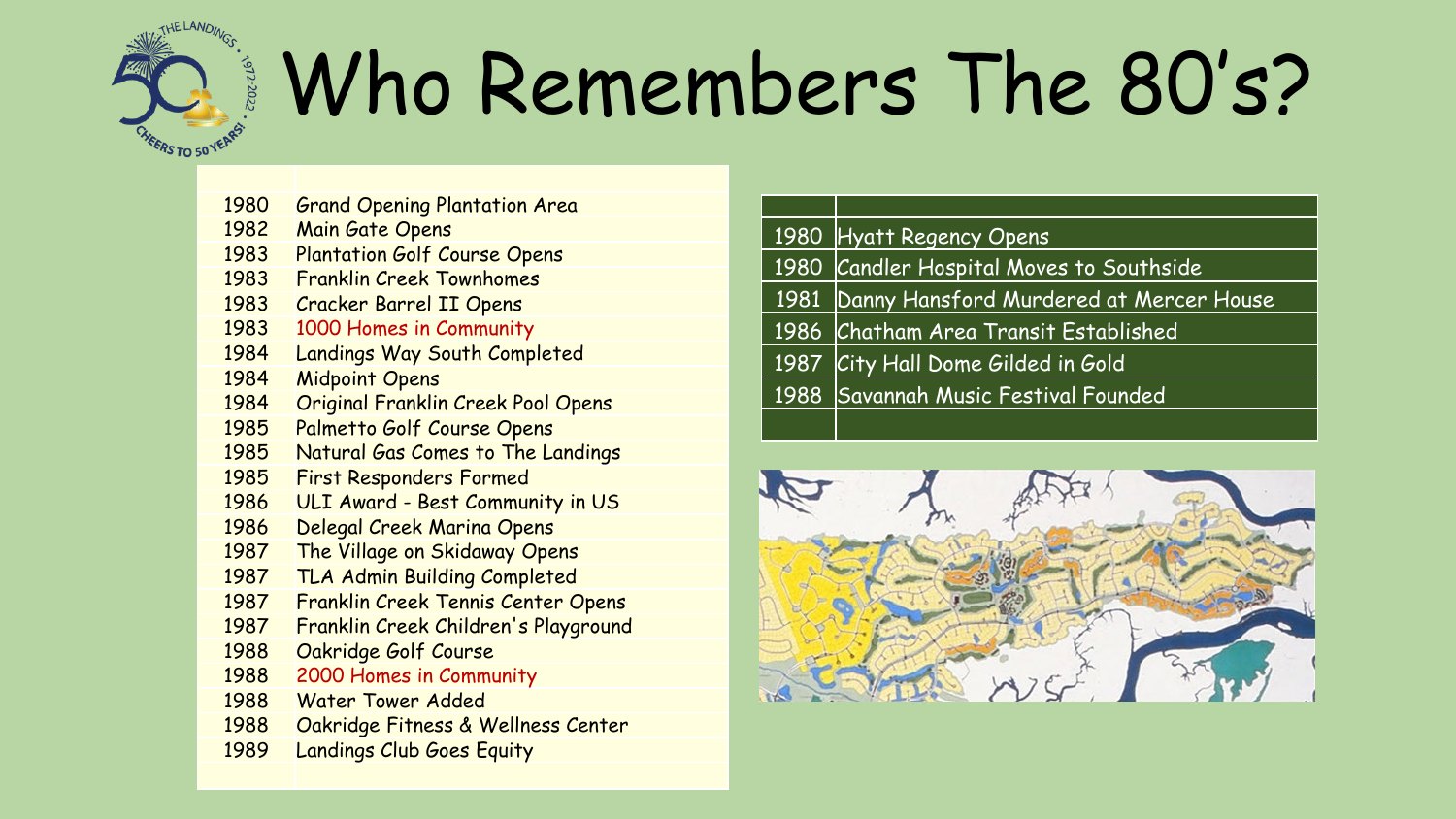# Who Remembers The 80's?

| | |
|---|---|
| 1980 | Grand Opening Plantation Area |
| 1982 | Main Gate Opens |
| 1983 | Plantation Golf Course Opens |
| 1983 | Franklin Creek Townhomes |
| 1983 | Cracker Barrel II Opens |
| 1983 | 1000 Homes in Community |
| 1984 | Landings Way South Completed |
| 1984 | Midpoint Opens |
| 1984 | Original Franklin Creek Pool Opens |
| 1985 | Palmetto Golf Course Opens |
| 1985 | Natural Gas Comes to The Landings |
| 1985 | First Responders Formed |
| 1986 | ULI Award - Best Community in US |
| 1986 | Delegal Creek Marina Opens |
| 1987 | The Village on Skidaway Opens |
| 1987 | TLA Admin Building Completed |
| 1987 | Franklin Creek Tennis Center Opens |
| 1987 | Franklin Creek Children's Playground |
| 1988 | Oakridge Golf Course |
| 1988 | 2000 Homes in Community |
| 1988 | Water Tower Added |
| 1988 | Oakridge Fitness & Wellness Center |
| 1989 | Landings Club Goes Equity |

| | |
|---|---|
| 1980 | Hyatt Regency Opens |
| 1980 | Candler Hospital Moves to Southside |
| 1981 | Danny Hansford Murdered at Mercer House |
| 1986 | Chatham Area Transit Established |
| 1987 | City Hall Dome Gilded in Gold |
| 1988 | Savannah Music Festival Founded |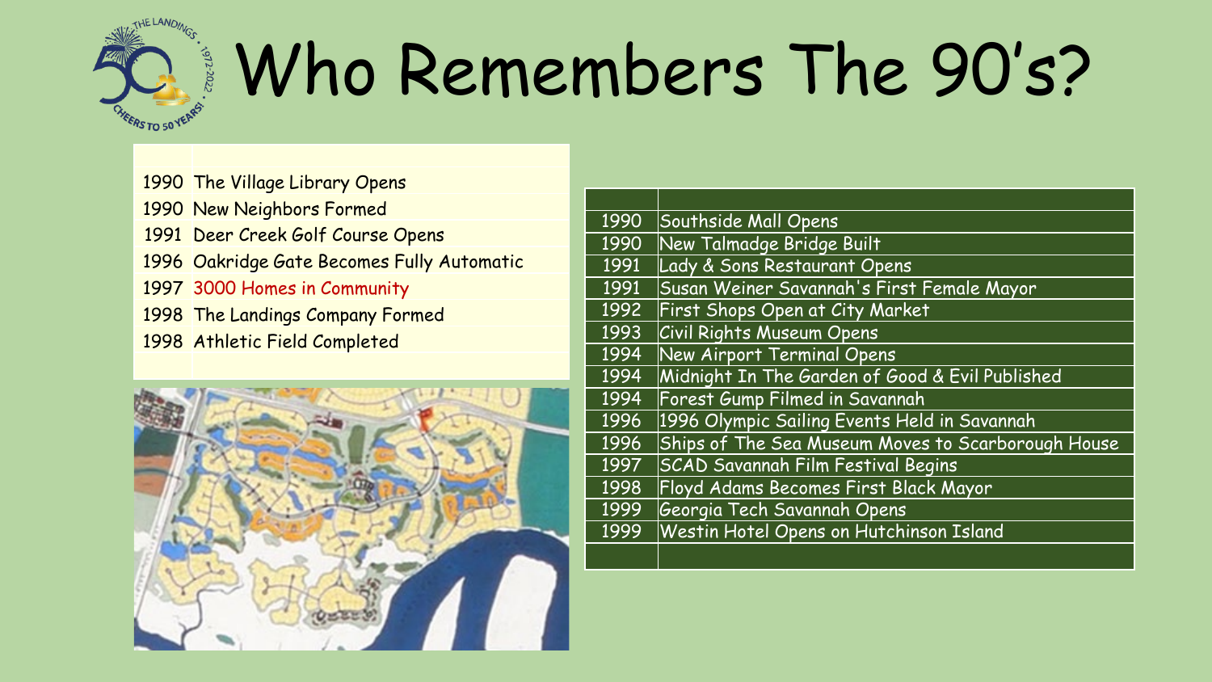# Who Remembers The 90's?

| | |
|---|---|
| 1990 | The Village Library Opens |
| 1990 | New Neighbors Formed |
| 1991 | Deer Creek Golf Course Opens |
| 1996 | Oakridge Gate Becomes Fully Automatic |
| 1997 | 3000 Homes in Community |
| 1998 | The Landings Company Formed |
| 1998 | Athletic Field Completed |

| | |
|---|---|
| 1990 | Southside Mall Opens |
| 1990 | New Talmadge Bridge Built |
| 1991 | Lady & Sons Restaurant Opens |
| 1991 | Susan Weiner Savannah's First Female Mayor |
| 1992 | First Shops Open at City Market |
| 1993 | Civil Rights Museum Opens |
| 1994 | New Airport Terminal Opens |
| 1994 | Midnight In The Garden of Good & Evil Published |
| 1994 | Forest Gump Filmed in Savannah |
| 1996 | 1996 Olympic Sailing Events Held in Savannah |
| 1996 | Ships of The Sea Museum Moves to Scarborough House |
| 1997 | SCAD Savannah Film Festival Begins |
| 1998 | Floyd Adams Becomes First Black Mayor |
| 1999 | Georgia Tech Savannah Opens |
| 1999 | Westin Hotel Opens on Hutchinson Island |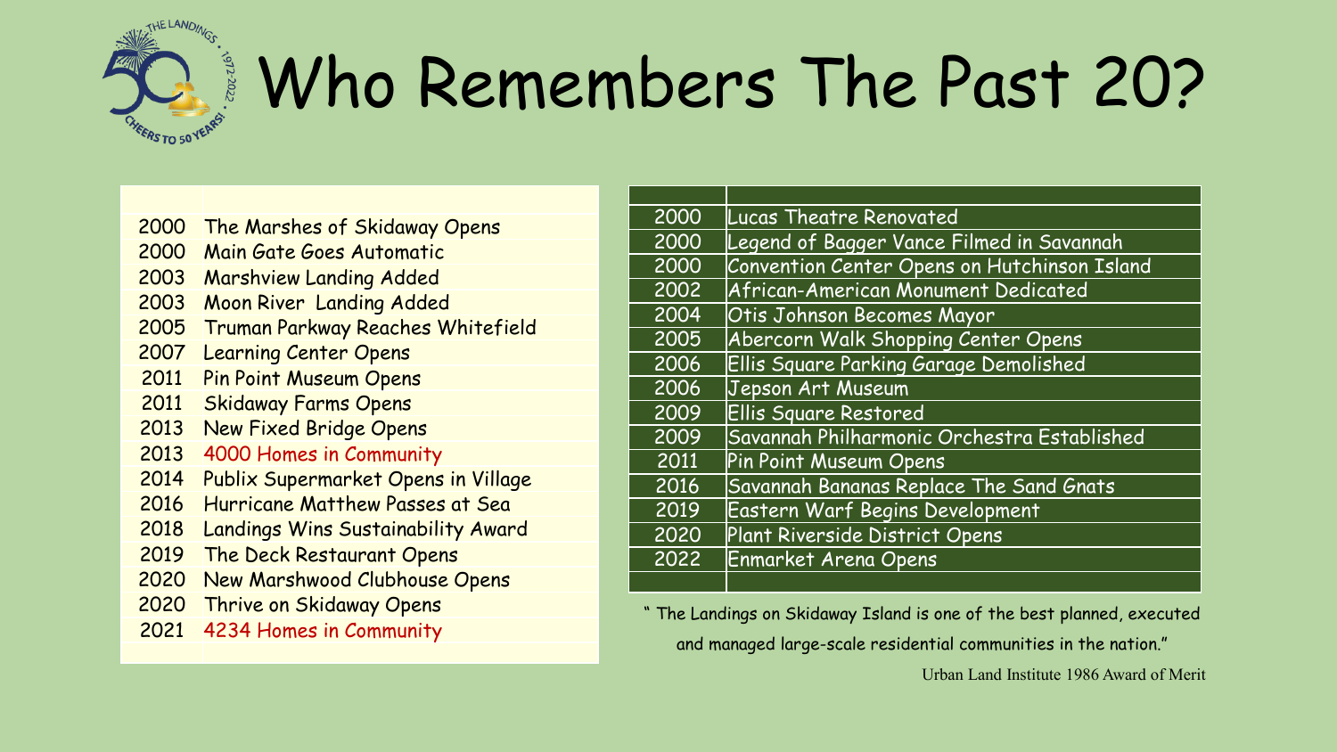# Who Remembers The Past 20?

| | |
|---|---|
| 2000 | The Marshes of Skidaway Opens |
| 2000 | Main Gate Goes Automatic |
| 2003 | Marshview Landing Added |
| 2003 | Moon River Landing Added |
| 2005 | Truman Parkway Reaches Whitefield |
| 2007 | Learning Center Opens |
| 2011 | Pin Point Museum Opens |
| 2011 | Skidaway Farms Opens |
| 2013 | New Fixed Bridge Opens |
| 2013 | 4000 Homes in Community |
| 2014 | Publix Supermarket Opens in Village |
| 2016 | Hurricane Matthew Passes at Sea |
| 2018 | Landings Wins Sustainability Award |
| 2019 | The Deck Restaurant Opens |
| 2020 | New Marshwood Clubhouse Opens |
| 2020 | Thrive on Skidaway Opens |
| 2021 | 4234 Homes in Community |

| | |
|---|---|
| 2000 | Lucas Theatre Renovated |
| 2000 | Legend of Bagger Vance Filmed in Savannah |
| 2000 | Convention Center Opens on Hutchinson Island |
| 2002 | African-American Monument Dedicated |
| 2004 | Otis Johnson Becomes Mayor |
| 2005 | Abercorn Walk Shopping Center Opens |
| 2006 | Ellis Square Parking Garage Demolished |
| 2006 | Jepson Art Museum |
| 2009 | Ellis Square Restored |
| 2009 | Savannah Philharmonic Orchestra Established |
| 2011 | Pin Point Museum Opens |
| 2016 | Savannah Bananas Replace The Sand Gnats |
| 2019 | Eastern Warf Begins Development |
| 2020 | Plant Riverside District Opens |
| 2022 | Enmarket Arena Opens |

" The Landings on Skidaway Island is one of the best planned, executed and managed large-scale residential communities in the nation."

Urban Land Institute 1986 Award of Merit